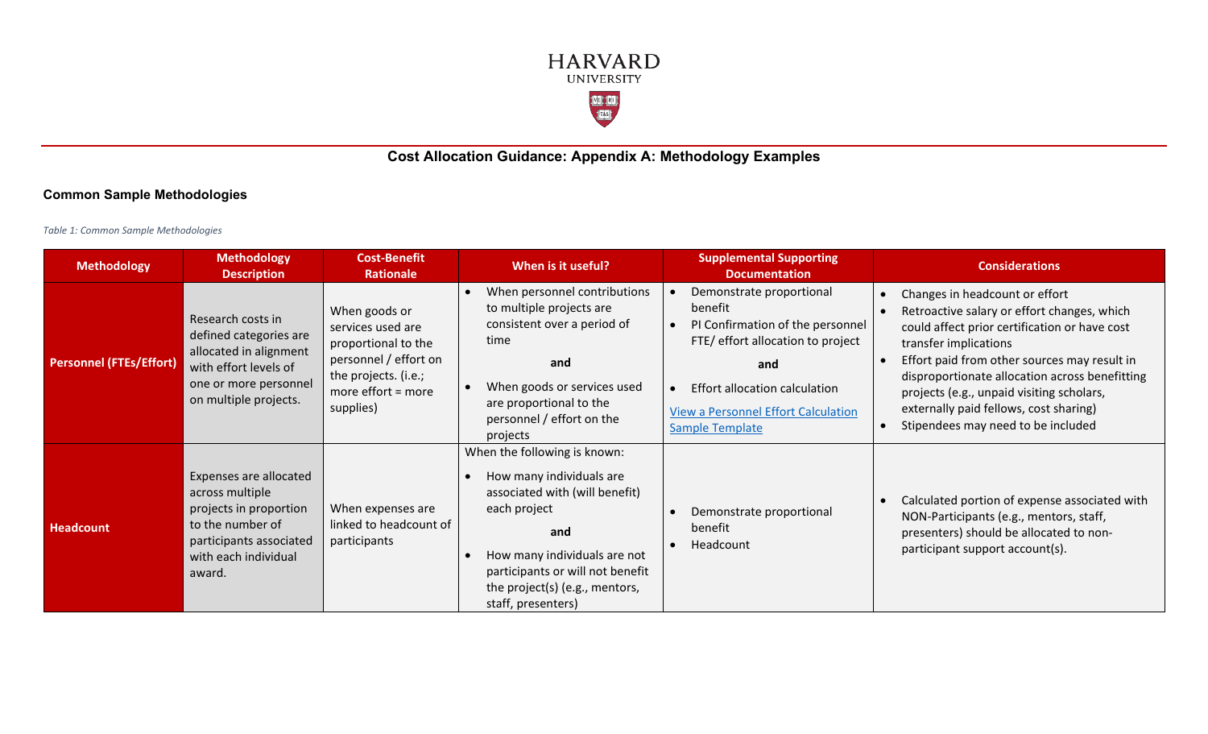HARVARD UNIVERSITY

# Cost Allocation Guidance: Appendix A: Methodology Examples

## Common Sample Methodologies

*Table 1: Common Sample Methodologies*

| Methodology | Methodology Description | Cost-Benefit Rationale | When is it useful? | Supplemental Supporting Documentation | Considerations |
|---|---|---|---|---|---|
| **Personnel (FTEs/Effort)** | Research costs in defined categories are allocated in alignment with effort levels of one or more personnel on multiple projects. | When goods or services used are proportional to the personnel / effort on the projects. (i.e.; more effort = more supplies) | • When personnel contributions to multiple projects are consistent over a period of time<br>**and**<br>• When goods or services used are proportional to the personnel / effort on the projects | • Demonstrate proportional benefit<br>• PI Confirmation of the personnel FTE/ effort allocation to project<br>**and**<br>• Effort allocation calculation<br>[View a Personnel Effort Calculation Sample Template]() | • Changes in headcount or effort<br>• Retroactive salary or effort changes, which could affect prior certification or have cost transfer implications<br>• Effort paid from other sources may result in disproportionate allocation across benefitting projects (e.g., unpaid visiting scholars, externally paid fellows, cost sharing)<br>• Stipendees may need to be included |
| **Headcount** | Expenses are allocated across multiple projects in proportion to the number of participants associated with each individual award. | When expenses are linked to headcount of participants | When the following is known:<br>• How many individuals are associated with (will benefit) each project<br>**and**<br>• How many individuals are not participants or will not benefit the project(s) (e.g., mentors, staff, presenters) | • Demonstrate proportional benefit<br>• Headcount | • Calculated portion of expense associated with NON-Participants (e.g., mentors, staff, presenters) should be allocated to non-participant support account(s). |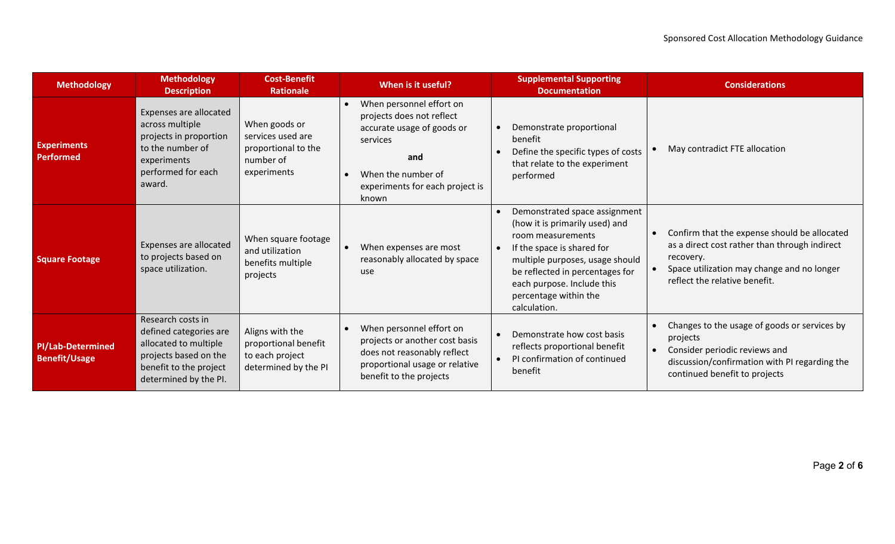| Methodology | Methodology Description | Cost-Benefit Rationale | When is it useful? | Supplemental Supporting Documentation | Considerations |
|---|---|---|---|---|---|
| **Experiments Performed** | Expenses are allocated across multiple projects in proportion to the number of experiments performed for each award. | When goods or services used are proportional to the number of experiments | • When personnel effort on projects does not reflect accurate usage of goods or services<br>**and**<br>• When the number of experiments for each project is known | • Demonstrate proportional benefit<br>• Define the specific types of costs that relate to the experiment performed | • May contradict FTE allocation |
| **Square Footage** | Expenses are allocated to projects based on space utilization. | When square footage and utilization benefits multiple projects | • When expenses are most reasonably allocated by space use | • Demonstrated space assignment (how it is primarily used) and room measurements<br>• If the space is shared for multiple purposes, usage should be reflected in percentages for each purpose. Include this percentage within the calculation. | • Confirm that the expense should be allocated as a direct cost rather than through indirect recovery.<br>• Space utilization may change and no longer reflect the relative benefit. |
| **PI/Lab-Determined Benefit/Usage** | Research costs in defined categories are allocated to multiple projects based on the benefit to the project determined by the PI. | Aligns with the proportional benefit to each project determined by the PI | • When personnel effort on projects or another cost basis does not reasonably reflect proportional usage or relative benefit to the projects | • Demonstrate how cost basis reflects proportional benefit<br>• PI confirmation of continued benefit | • Changes to the usage of goods or services by projects<br>• Consider periodic reviews and discussion/confirmation with PI regarding the continued benefit to projects |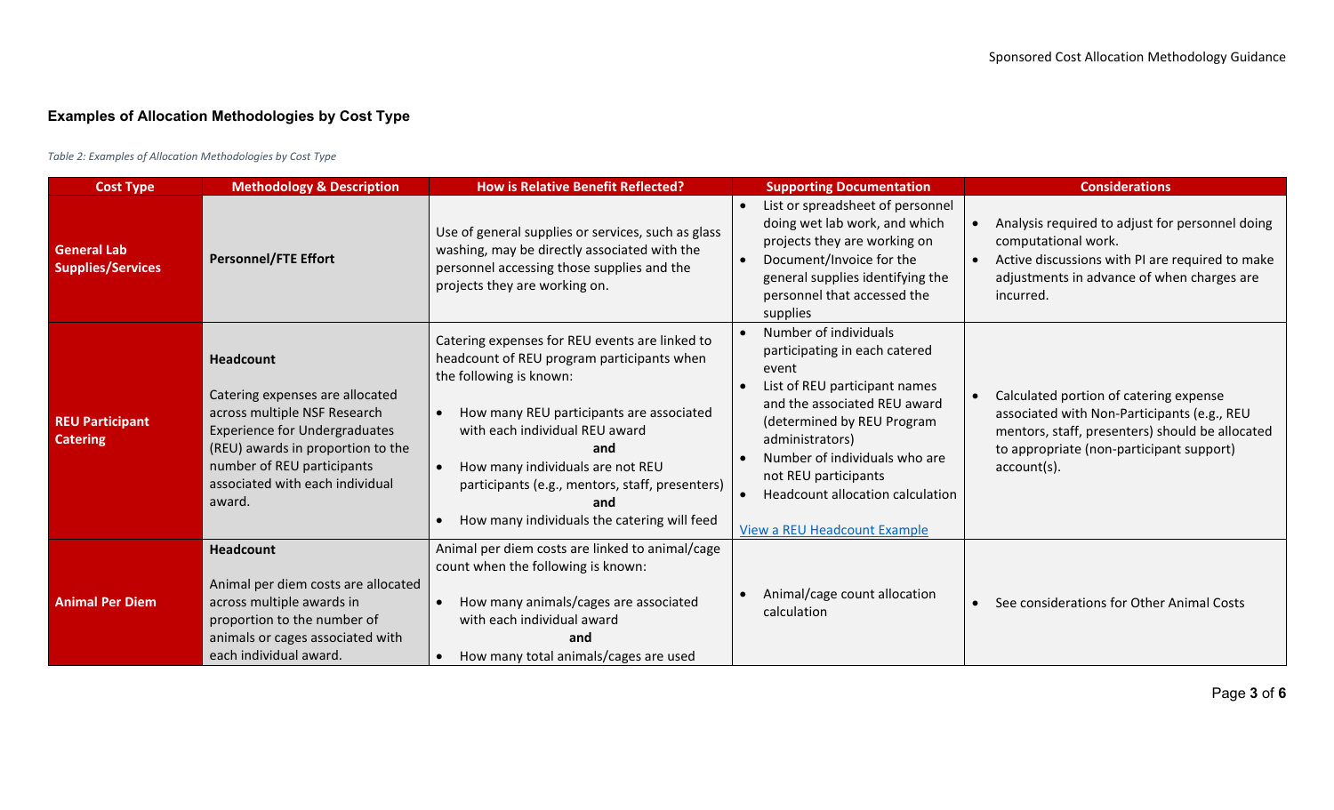## Examples of Allocation Methodologies by Cost Type

*Table 2: Examples of Allocation Methodologies by Cost Type*

| Cost Type | Methodology & Description | How is Relative Benefit Reflected? | Supporting Documentation | Considerations |
|---|---|---|---|---|
| **General Lab Supplies/Services** | **Personnel/FTE Effort** | Use of general supplies or services, such as glass washing, may be directly associated with the personnel accessing those supplies and the projects they are working on. | • List or spreadsheet of personnel doing wet lab work, and which projects they are working on<br>• Document/Invoice for the general supplies identifying the personnel that accessed the supplies | • Analysis required to adjust for personnel doing computational work.<br>• Active discussions with PI are required to make adjustments in advance of when charges are incurred. |
| **REU Participant Catering** | **Headcount**<br><br>Catering expenses are allocated across multiple NSF Research Experience for Undergraduates (REU) awards in proportion to the number of REU participants associated with each individual award. | Catering expenses for REU events are linked to headcount of REU program participants when the following is known:<br><br>• How many REU participants are associated with each individual REU award<br>**and**<br>• How many individuals are not REU participants (e.g., mentors, staff, presenters)<br>**and**<br>• How many individuals the catering will feed | • Number of individuals participating in each catered event<br>• List of REU participant names and the associated REU award (determined by REU Program administrators)<br>• Number of individuals who are not REU participants<br>• Headcount allocation calculation<br><br>View a REU Headcount Example | • Calculated portion of catering expense associated with Non-Participants (e.g., REU mentors, staff, presenters) should be allocated to appropriate (non-participant support) account(s). |
| **Animal Per Diem** | **Headcount**<br><br>Animal per diem costs are allocated across multiple awards in proportion to the number of animals or cages associated with each individual award. | Animal per diem costs are linked to animal/cage count when the following is known:<br><br>• How many animals/cages are associated with each individual award<br>**and**<br>• How many total animals/cages are used | • Animal/cage count allocation calculation | • See considerations for Other Animal Costs |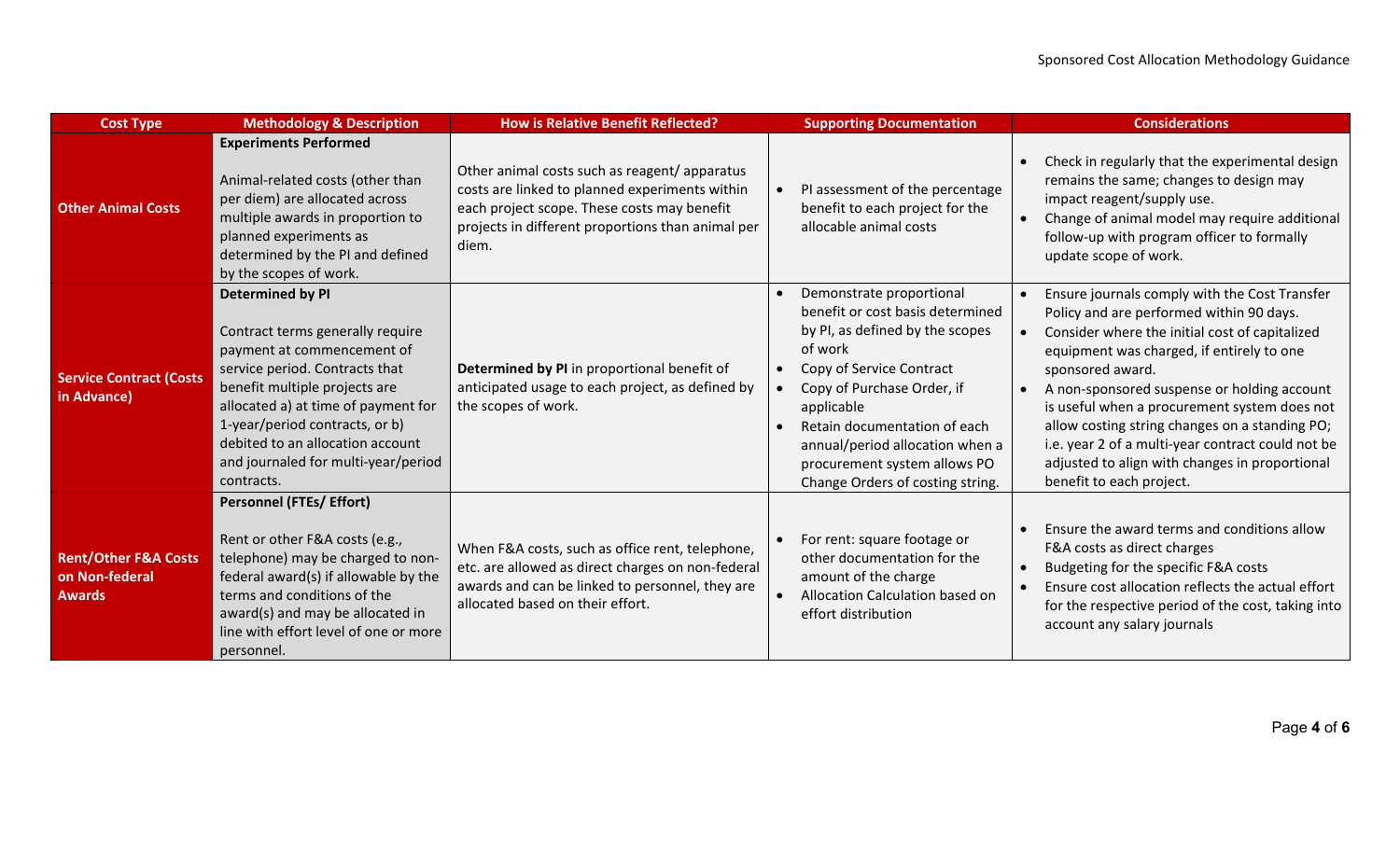| Cost Type | Methodology & Description | How is Relative Benefit Reflected? | Supporting Documentation | Considerations |
|---|---|---|---|---|
| **Other Animal Costs** | **Experiments Performed**<br><br>Animal-related costs (other than per diem) are allocated across multiple awards in proportion to planned experiments as determined by the PI and defined by the scopes of work. | Other animal costs such as reagent/ apparatus costs are linked to planned experiments within each project scope. These costs may benefit projects in different proportions than animal per diem. | • PI assessment of the percentage benefit to each project for the allocable animal costs | • Check in regularly that the experimental design remains the same; changes to design may impact reagent/supply use.<br>• Change of animal model may require additional follow-up with program officer to formally update scope of work. |
| **Service Contract (Costs in Advance)** | **Determined by PI**<br><br>Contract terms generally require payment at commencement of service period. Contracts that benefit multiple projects are allocated a) at time of payment for 1-year/period contracts, or b) debited to an allocation account and journaled for multi-year/period contracts. | **Determined by PI** in proportional benefit of anticipated usage to each project, as defined by the scopes of work. | • Demonstrate proportional benefit or cost basis determined by PI, as defined by the scopes of work<br>• Copy of Service Contract<br>• Copy of Purchase Order, if applicable<br>• Retain documentation of each annual/period allocation when a procurement system allows PO Change Orders of costing string. | • Ensure journals comply with the Cost Transfer Policy and are performed within 90 days.<br>• Consider where the initial cost of capitalized equipment was charged, if entirely to one sponsored award.<br>• A non-sponsored suspense or holding account is useful when a procurement system does not allow costing string changes on a standing PO; i.e. year 2 of a multi-year contract could not be adjusted to align with changes in proportional benefit to each project. |
| **Rent/Other F&A Costs on Non-federal Awards** | **Personnel (FTEs/ Effort)**<br><br>Rent or other F&A costs (e.g., telephone) may be charged to non-federal award(s) if allowable by the terms and conditions of the award(s) and may be allocated in line with effort level of one or more personnel. | When F&A costs, such as office rent, telephone, etc. are allowed as direct charges on non-federal awards and can be linked to personnel, they are allocated based on their effort. | • For rent: square footage or other documentation for the amount of the charge<br>• Allocation Calculation based on effort distribution | • Ensure the award terms and conditions allow F&A costs as direct charges<br>• Budgeting for the specific F&A costs<br>• Ensure cost allocation reflects the actual effort for the respective period of the cost, taking into account any salary journals |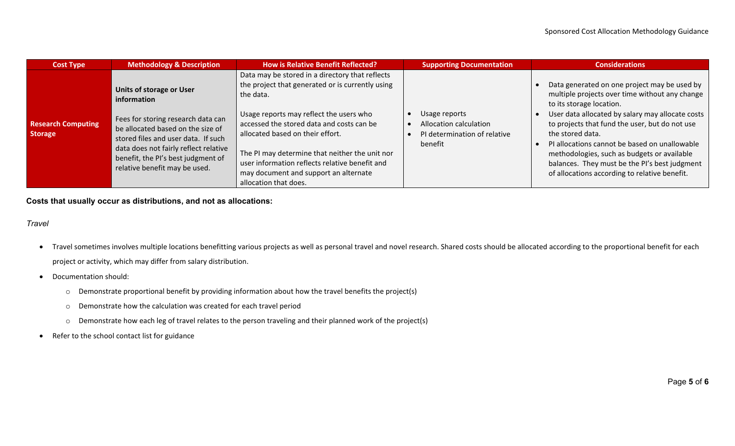| Cost Type | Methodology & Description | How is Relative Benefit Reflected? | Supporting Documentation | Considerations |
|---|---|---|---|---|
| **Research Computing Storage** | **Units of storage or User information**<br><br>Fees for storing research data can be allocated based on the size of stored files and user data. If such data does not fairly reflect relative benefit, the PI's best judgment of relative benefit may be used. | Data may be stored in a directory that reflects the project that generated or is currently using the data.<br><br>Usage reports may reflect the users who accessed the stored data and costs can be allocated based on their effort.<br><br>The PI may determine that neither the unit nor user information reflects relative benefit and may document and support an alternate allocation that does. | • Usage reports<br>• Allocation calculation<br>• PI determination of relative benefit | • Data generated on one project may be used by multiple projects over time without any change to its storage location.<br>• User data allocated by salary may allocate costs to projects that fund the user, but do not use the stored data.<br>• PI allocations cannot be based on unallowable methodologies, such as budgets or available balances. They must be the PI's best judgment of allocations according to relative benefit. |

**Costs that usually occur as distributions, and not as allocations:**

*Travel*

- Travel sometimes involves multiple locations benefitting various projects as well as personal travel and novel research. Shared costs should be allocated according to the proportional benefit for each project or activity, which may differ from salary distribution.
- Documentation should:
  - Demonstrate proportional benefit by providing information about how the travel benefits the project(s)
  - Demonstrate how the calculation was created for each travel period
  - Demonstrate how each leg of travel relates to the person traveling and their planned work of the project(s)
- Refer to the school contact list for guidance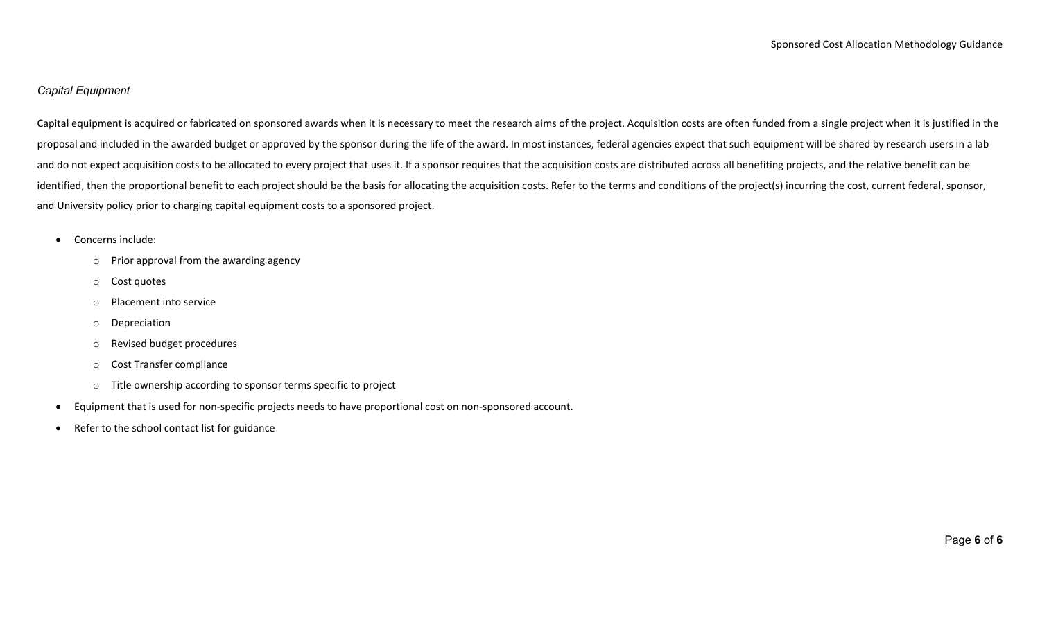*Capital Equipment*

Capital equipment is acquired or fabricated on sponsored awards when it is necessary to meet the research aims of the project. Acquisition costs are often funded from a single project when it is justified in the proposal and included in the awarded budget or approved by the sponsor during the life of the award. In most instances, federal agencies expect that such equipment will be shared by research users in a lab and do not expect acquisition costs to be allocated to every project that uses it. If a sponsor requires that the acquisition costs are distributed across all benefiting projects, and the relative benefit can be identified, then the proportional benefit to each project should be the basis for allocating the acquisition costs. Refer to the terms and conditions of the project(s) incurring the cost, current federal, sponsor, and University policy prior to charging capital equipment costs to a sponsored project.

- Concerns include:
    - Prior approval from the awarding agency
    - Cost quotes
    - Placement into service
    - Depreciation
    - Revised budget procedures
    - Cost Transfer compliance
    - Title ownership according to sponsor terms specific to project
- Equipment that is used for non-specific projects needs to have proportional cost on non-sponsored account.
- Refer to the school contact list for guidance